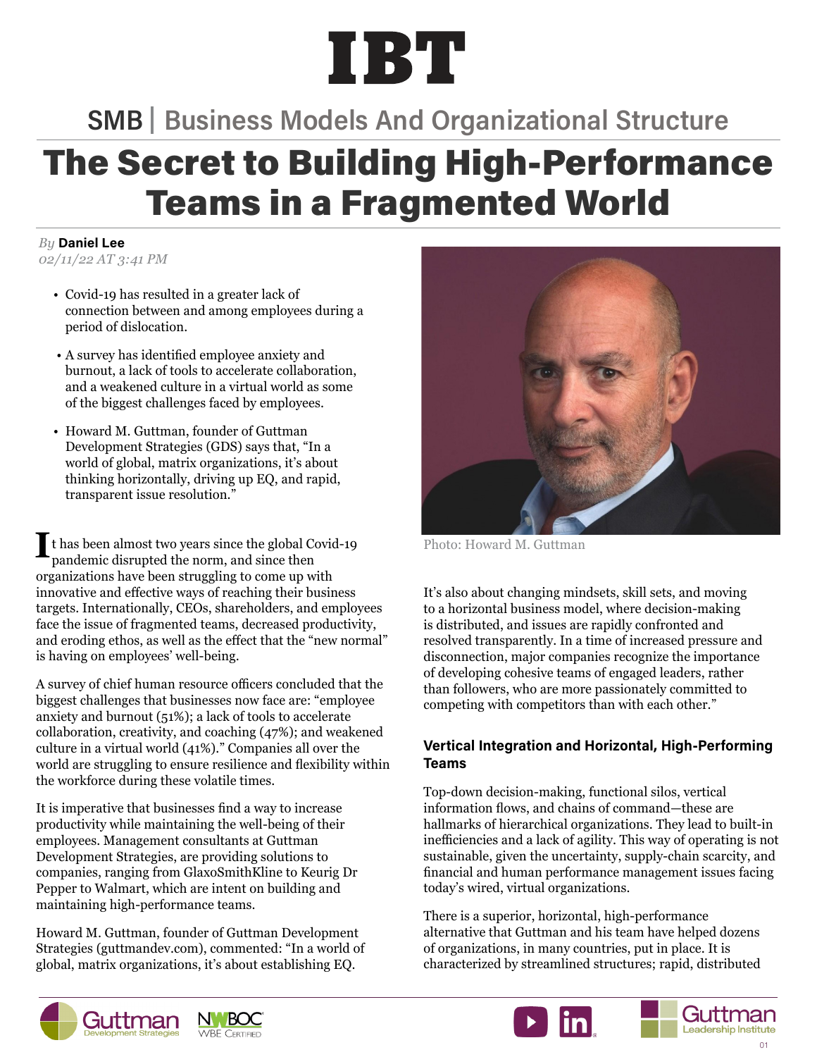# IBT

SMB | Business Models And Organizational Structure

# The Secret to Building High-Performance Teams in a Fragmented World

*By* **Daniel Lee**
*02/11/22 AT 3:41 PM*

- Covid-19 has resulted in a greater lack of connection between and among employees during a period of dislocation.
- A survey has identified employee anxiety and burnout, a lack of tools to accelerate collaboration, and a weakened culture in a virtual world as some of the biggest challenges faced by employees.
- Howard M. Guttman, founder of Guttman Development Strategies (GDS) says that, "In a world of global, matrix organizations, it's about thinking horizontally, driving up EQ, and rapid, transparent issue resolution."

Photo: Howard M. Guttman

It has been almost two years since the global Covid-19 pandemic disrupted the norm, and since then organizations have been struggling to come up with innovative and effective ways of reaching their business targets. Internationally, CEOs, shareholders, and employees face the issue of fragmented teams, decreased productivity, and eroding ethos, as well as the effect that the "new normal" is having on employees' well-being.

A survey of chief human resource officers concluded that the biggest challenges that businesses now face are: "employee anxiety and burnout (51%); a lack of tools to accelerate collaboration, creativity, and coaching (47%); and weakened culture in a virtual world (41%)." Companies all over the world are struggling to ensure resilience and flexibility within the workforce during these volatile times.

It is imperative that businesses find a way to increase productivity while maintaining the well-being of their employees. Management consultants at Guttman Development Strategies, are providing solutions to companies, ranging from GlaxoSmithKline to Keurig Dr Pepper to Walmart, which are intent on building and maintaining high-performance teams.

Howard M. Guttman, founder of Guttman Development Strategies (guttmandev.com), commented: "In a world of global, matrix organizations, it's about establishing EQ. It's also about changing mindsets, skill sets, and moving to a horizontal business model, where decision-making is distributed, and issues are rapidly confronted and resolved transparently. In a time of increased pressure and disconnection, major companies recognize the importance of developing cohesive teams of engaged leaders, rather than followers, who are more passionately committed to competing with competitors than with each other."

### Vertical Integration and Horizontal, High-Performing Teams

Top-down decision-making, functional silos, vertical information flows, and chains of command—these are hallmarks of hierarchical organizations. They lead to built-in inefficiencies and a lack of agility. This way of operating is not sustainable, given the uncertainty, supply-chain scarcity, and financial and human performance management issues facing today's wired, virtual organizations.

There is a superior, horizontal, high-performance alternative that Guttman and his team have helped dozens of organizations, in many countries, put in place. It is characterized by streamlined structures; rapid, distributed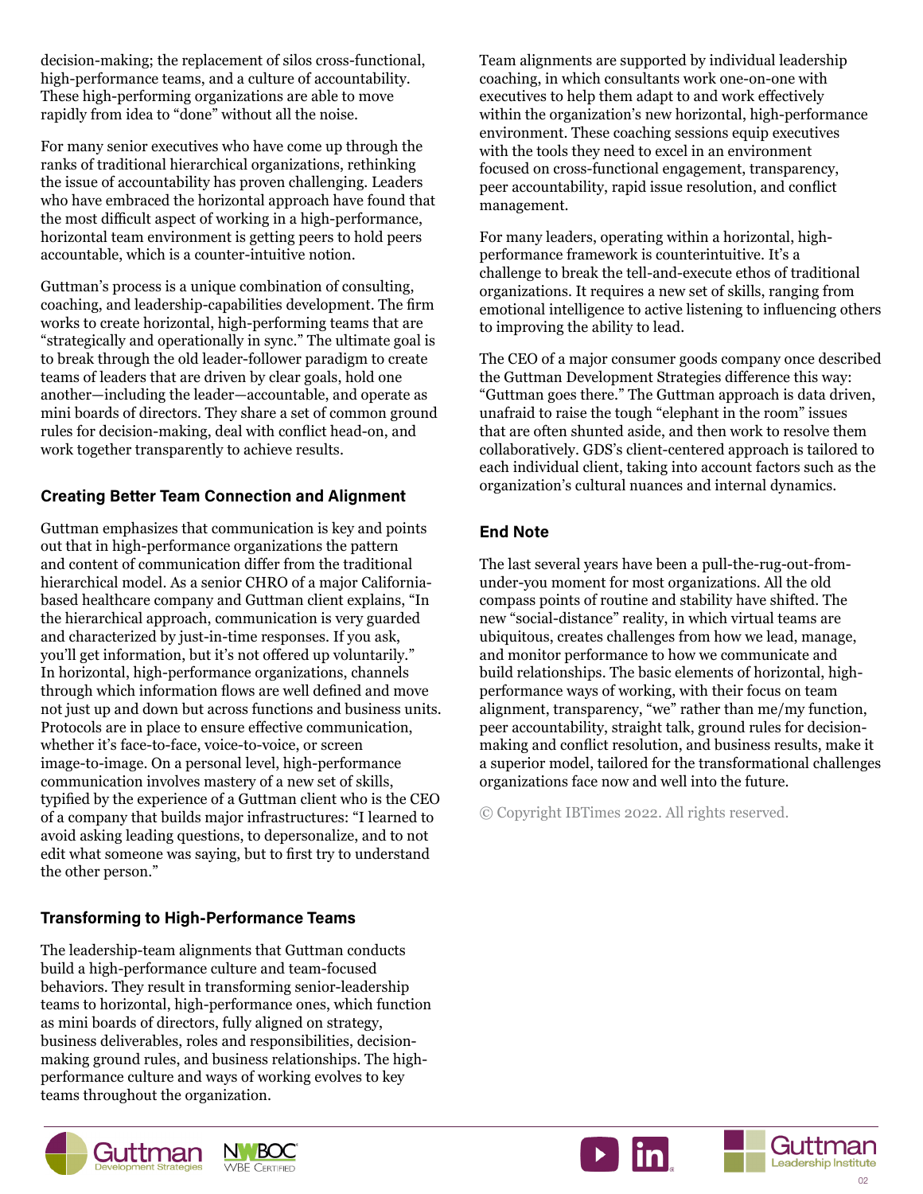decision-making; the replacement of silos cross-functional, high-performance teams, and a culture of accountability. These high-performing organizations are able to move rapidly from idea to "done" without all the noise.

For many senior executives who have come up through the ranks of traditional hierarchical organizations, rethinking the issue of accountability has proven challenging. Leaders who have embraced the horizontal approach have found that the most difficult aspect of working in a high-performance, horizontal team environment is getting peers to hold peers accountable, which is a counter-intuitive notion.

Guttman's process is a unique combination of consulting, coaching, and leadership-capabilities development. The firm works to create horizontal, high-performing teams that are "strategically and operationally in sync." The ultimate goal is to break through the old leader-follower paradigm to create teams of leaders that are driven by clear goals, hold one another—including the leader—accountable, and operate as mini boards of directors. They share a set of common ground rules for decision-making, deal with conflict head-on, and work together transparently to achieve results.

### Creating Better Team Connection and Alignment

Guttman emphasizes that communication is key and points out that in high-performance organizations the pattern and content of communication differ from the traditional hierarchical model. As a senior CHRO of a major California-based healthcare company and Guttman client explains, "In the hierarchical approach, communication is very guarded and characterized by just-in-time responses. If you ask, you'll get information, but it's not offered up voluntarily." In horizontal, high-performance organizations, channels through which information flows are well defined and move not just up and down but across functions and business units. Protocols are in place to ensure effective communication, whether it's face-to-face, voice-to-voice, or screen image-to-image. On a personal level, high-performance communication involves mastery of a new set of skills, typified by the experience of a Guttman client who is the CEO of a company that builds major infrastructures: "I learned to avoid asking leading questions, to depersonalize, and to not edit what someone was saying, but to first try to understand the other person."

### Transforming to High-Performance Teams

The leadership-team alignments that Guttman conducts build a high-performance culture and team-focused behaviors. They result in transforming senior-leadership teams to horizontal, high-performance ones, which function as mini boards of directors, fully aligned on strategy, business deliverables, roles and responsibilities, decision-making ground rules, and business relationships. The high-performance culture and ways of working evolves to key teams throughout the organization.

Team alignments are supported by individual leadership coaching, in which consultants work one-on-one with executives to help them adapt to and work effectively within the organization's new horizontal, high-performance environment. These coaching sessions equip executives with the tools they need to excel in an environment focused on cross-functional engagement, transparency, peer accountability, rapid issue resolution, and conflict management.

For many leaders, operating within a horizontal, high-performance framework is counterintuitive. It's a challenge to break the tell-and-execute ethos of traditional organizations. It requires a new set of skills, ranging from emotional intelligence to active listening to influencing others to improving the ability to lead.

The CEO of a major consumer goods company once described the Guttman Development Strategies difference this way: "Guttman goes there." The Guttman approach is data driven, unafraid to raise the tough "elephant in the room" issues that are often shunted aside, and then work to resolve them collaboratively. GDS's client-centered approach is tailored to each individual client, taking into account factors such as the organization's cultural nuances and internal dynamics.

### End Note

The last several years have been a pull-the-rug-out-from-under-you moment for most organizations. All the old compass points of routine and stability have shifted. The new "social-distance" reality, in which virtual teams are ubiquitous, creates challenges from how we lead, manage, and monitor performance to how we communicate and build relationships. The basic elements of horizontal, high-performance ways of working, with their focus on team alignment, transparency, "we" rather than me/my function, peer accountability, straight talk, ground rules for decision-making and conflict resolution, and business results, make it a superior model, tailored for the transformational challenges organizations face now and well into the future.

© Copyright IBTimes 2022. All rights reserved.